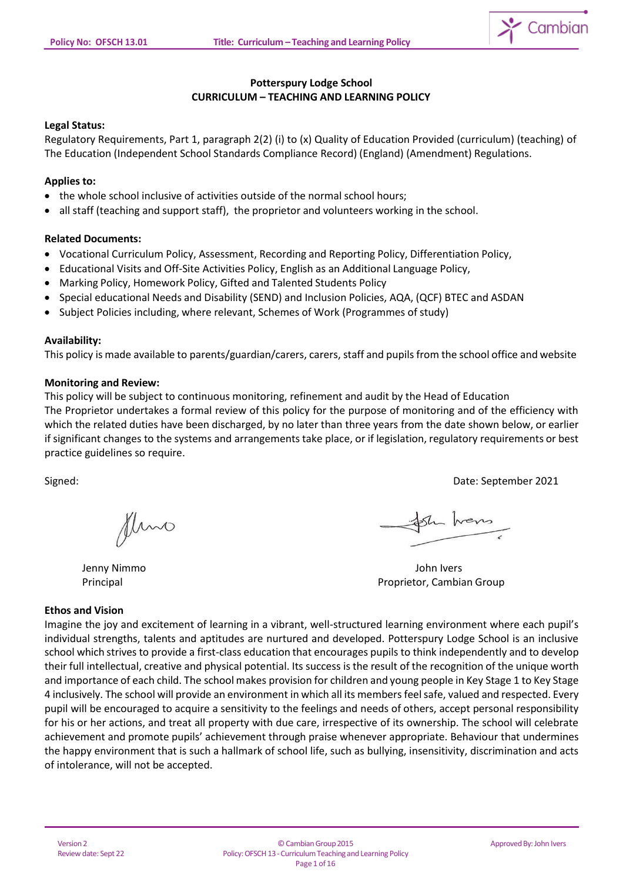**Potterspury Lodge School**
**CURRICULUM – TEACHING AND LEARNING POLICY**

**Legal Status:**
Regulatory Requirements, Part 1, paragraph 2(2) (i) to (x) Quality of Education Provided (curriculum) (teaching) of The Education (Independent School Standards Compliance Record) (England) (Amendment) Regulations.

**Applies to:**

- the whole school inclusive of activities outside of the normal school hours;
- all staff (teaching and support staff), the proprietor and volunteers working in the school.

**Related Documents:**

- Vocational Curriculum Policy, Assessment, Recording and Reporting Policy, Differentiation Policy,
- Educational Visits and Off-Site Activities Policy, English as an Additional Language Policy,
- Marking Policy, Homework Policy, Gifted and Talented Students Policy
- Special educational Needs and Disability (SEND) and Inclusion Policies, AQA, (QCF) BTEC and ASDAN
- Subject Policies including, where relevant, Schemes of Work (Programmes of study)

**Availability:**
This policy is made available to parents/guardian/carers, carers, staff and pupils from the school office and website

**Monitoring and Review:**
This policy will be subject to continuous monitoring, refinement and audit by the Head of Education
The Proprietor undertakes a formal review of this policy for the purpose of monitoring and of the efficiency with which the related duties have been discharged, by no later than three years from the date shown below, or earlier if significant changes to the systems and arrangements take place, or if legislation, regulatory requirements or best practice guidelines so require.

Signed: Date: September 2021

Jenny Nimmo
Principal

John Ivers
Proprietor, Cambian Group

**Ethos and Vision**
Imagine the joy and excitement of learning in a vibrant, well-structured learning environment where each pupil's individual strengths, talents and aptitudes are nurtured and developed. Potterspury Lodge School is an inclusive school which strives to provide a first-class education that encourages pupils to think independently and to develop their full intellectual, creative and physical potential. Its success is the result of the recognition of the unique worth and importance of each child. The school makes provision for children and young people in Key Stage 1 to Key Stage 4 inclusively. The school will provide an environment in which all its members feel safe, valued and respected. Every pupil will be encouraged to acquire a sensitivity to the feelings and needs of others, accept personal responsibility for his or her actions, and treat all property with due care, irrespective of its ownership. The school will celebrate achievement and promote pupils' achievement through praise whenever appropriate. Behaviour that undermines the happy environment that is such a hallmark of school life, such as bullying, insensitivity, discrimination and acts of intolerance, will not be accepted.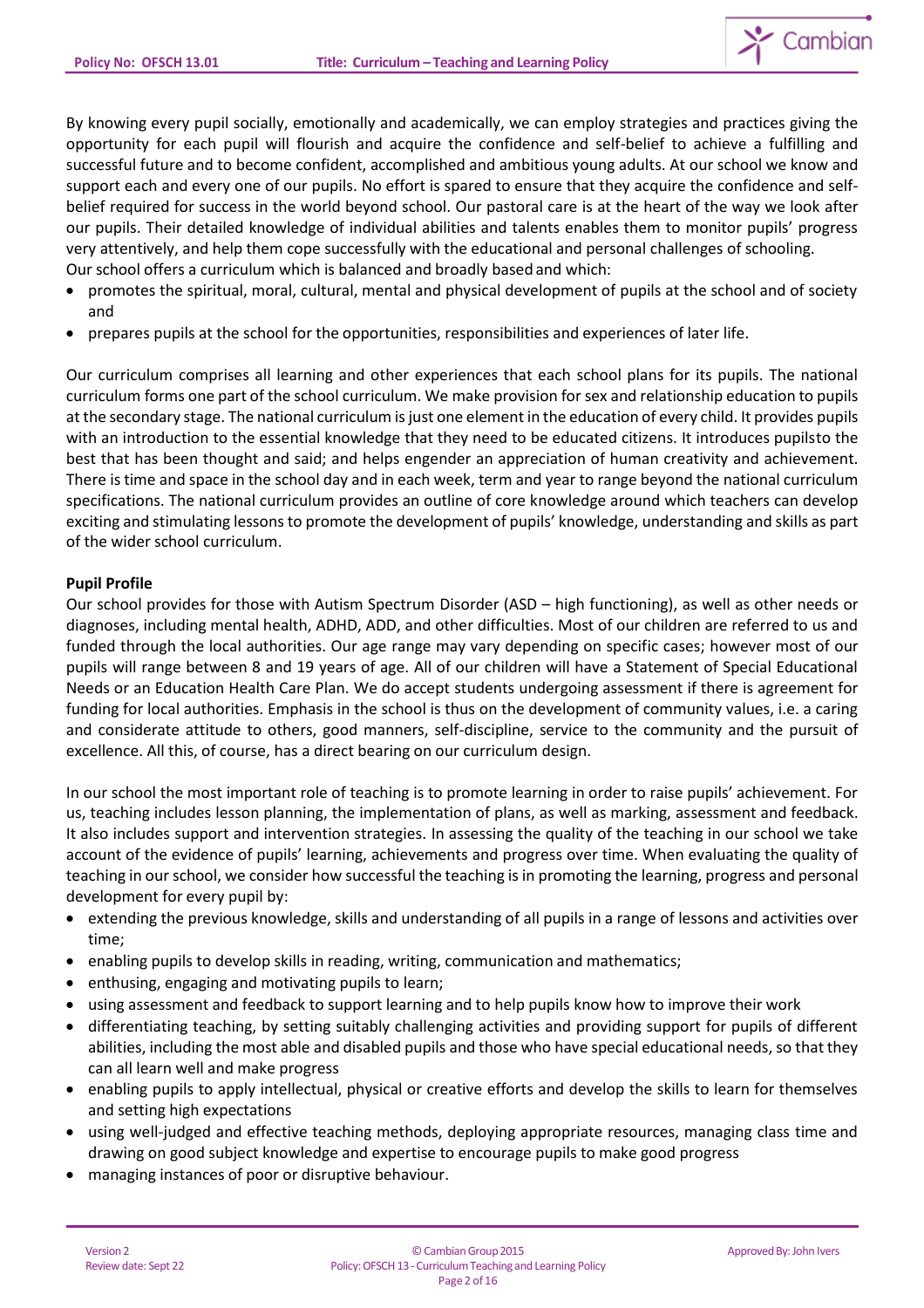By knowing every pupil socially, emotionally and academically, we can employ strategies and practices giving the opportunity for each pupil will flourish and acquire the confidence and self-belief to achieve a fulfilling and successful future and to become confident, accomplished and ambitious young adults. At our school we know and support each and every one of our pupils. No effort is spared to ensure that they acquire the confidence and self-belief required for success in the world beyond school. Our pastoral care is at the heart of the way we look after our pupils. Their detailed knowledge of individual abilities and talents enables them to monitor pupils' progress very attentively, and help them cope successfully with the educational and personal challenges of schooling.
Our school offers a curriculum which is balanced and broadly based and which:

- promotes the spiritual, moral, cultural, mental and physical development of pupils at the school and of society and
- prepares pupils at the school for the opportunities, responsibilities and experiences of later life.

Our curriculum comprises all learning and other experiences that each school plans for its pupils. The national curriculum forms one part of the school curriculum. We make provision for sex and relationship education to pupils at the secondary stage. The national curriculum is just one element in the education of every child. It provides pupils with an introduction to the essential knowledge that they need to be educated citizens. It introduces pupilsto the best that has been thought and said; and helps engender an appreciation of human creativity and achievement. There is time and space in the school day and in each week, term and year to range beyond the national curriculum specifications. The national curriculum provides an outline of core knowledge around which teachers can develop exciting and stimulating lessons to promote the development of pupils' knowledge, understanding and skills as part of the wider school curriculum.

**Pupil Profile**
Our school provides for those with Autism Spectrum Disorder (ASD – high functioning), as well as other needs or diagnoses, including mental health, ADHD, ADD, and other difficulties. Most of our children are referred to us and funded through the local authorities. Our age range may vary depending on specific cases; however most of our pupils will range between 8 and 19 years of age. All of our children will have a Statement of Special Educational Needs or an Education Health Care Plan. We do accept students undergoing assessment if there is agreement for funding for local authorities. Emphasis in the school is thus on the development of community values, i.e. a caring and considerate attitude to others, good manners, self-discipline, service to the community and the pursuit of excellence. All this, of course, has a direct bearing on our curriculum design.

In our school the most important role of teaching is to promote learning in order to raise pupils' achievement. For us, teaching includes lesson planning, the implementation of plans, as well as marking, assessment and feedback. It also includes support and intervention strategies. In assessing the quality of the teaching in our school we take account of the evidence of pupils' learning, achievements and progress over time. When evaluating the quality of teaching in our school, we consider how successful the teaching is in promoting the learning, progress and personal development for every pupil by:

- extending the previous knowledge, skills and understanding of all pupils in a range of lessons and activities over time;
- enabling pupils to develop skills in reading, writing, communication and mathematics;
- enthusing, engaging and motivating pupils to learn;
- using assessment and feedback to support learning and to help pupils know how to improve their work
- differentiating teaching, by setting suitably challenging activities and providing support for pupils of different abilities, including the most able and disabled pupils and those who have special educational needs, so that they can all learn well and make progress
- enabling pupils to apply intellectual, physical or creative efforts and develop the skills to learn for themselves and setting high expectations
- using well-judged and effective teaching methods, deploying appropriate resources, managing class time and drawing on good subject knowledge and expertise to encourage pupils to make good progress
- managing instances of poor or disruptive behaviour.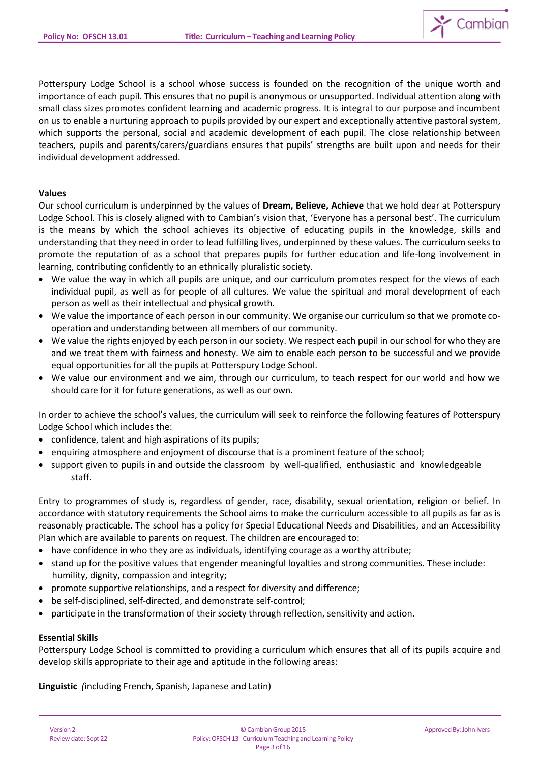Potterspury Lodge School is a school whose success is founded on the recognition of the unique worth and importance of each pupil. This ensures that no pupil is anonymous or unsupported. Individual attention along with small class sizes promotes confident learning and academic progress. It is integral to our purpose and incumbent on us to enable a nurturing approach to pupils provided by our expert and exceptionally attentive pastoral system, which supports the personal, social and academic development of each pupil. The close relationship between teachers, pupils and parents/carers/guardians ensures that pupils' strengths are built upon and needs for their individual development addressed.

**Values**

Our school curriculum is underpinned by the values of **Dream, Believe, Achieve** that we hold dear at Potterspury Lodge School. This is closely aligned with to Cambian's vision that, 'Everyone has a personal best'. The curriculum is the means by which the school achieves its objective of educating pupils in the knowledge, skills and understanding that they need in order to lead fulfilling lives, underpinned by these values. The curriculum seeks to promote the reputation of as a school that prepares pupils for further education and life-long involvement in learning, contributing confidently to an ethnically pluralistic society.

- We value the way in which all pupils are unique, and our curriculum promotes respect for the views of each individual pupil, as well as for people of all cultures. We value the spiritual and moral development of each person as well as their intellectual and physical growth.
- We value the importance of each person in our community. We organise our curriculum so that we promote co-operation and understanding between all members of our community.
- We value the rights enjoyed by each person in our society. We respect each pupil in our school for who they are and we treat them with fairness and honesty. We aim to enable each person to be successful and we provide equal opportunities for all the pupils at Potterspury Lodge School.
- We value our environment and we aim, through our curriculum, to teach respect for our world and how we should care for it for future generations, as well as our own.

In order to achieve the school's values, the curriculum will seek to reinforce the following features of Potterspury Lodge School which includes the:

- confidence, talent and high aspirations of its pupils;
- enquiring atmosphere and enjoyment of discourse that is a prominent feature of the school;
- support given to pupils in and outside the classroom by well-qualified, enthusiastic and knowledgeable staff.

Entry to programmes of study is, regardless of gender, race, disability, sexual orientation, religion or belief. In accordance with statutory requirements the School aims to make the curriculum accessible to all pupils as far as is reasonably practicable. The school has a policy for Special Educational Needs and Disabilities, and an Accessibility Plan which are available to parents on request. The children are encouraged to:

- have confidence in who they are as individuals, identifying courage as a worthy attribute;
- stand up for the positive values that engender meaningful loyalties and strong communities. These include: humility, dignity, compassion and integrity;
- promote supportive relationships, and a respect for diversity and difference;
- be self-disciplined, self-directed, and demonstrate self-control;
- participate in the transformation of their society through reflection, sensitivity and action**.**

**Essential Skills**

Potterspury Lodge School is committed to providing a curriculum which ensures that all of its pupils acquire and develop skills appropriate to their age and aptitude in the following areas:

**Linguistic** *(*including French, Spanish, Japanese and Latin)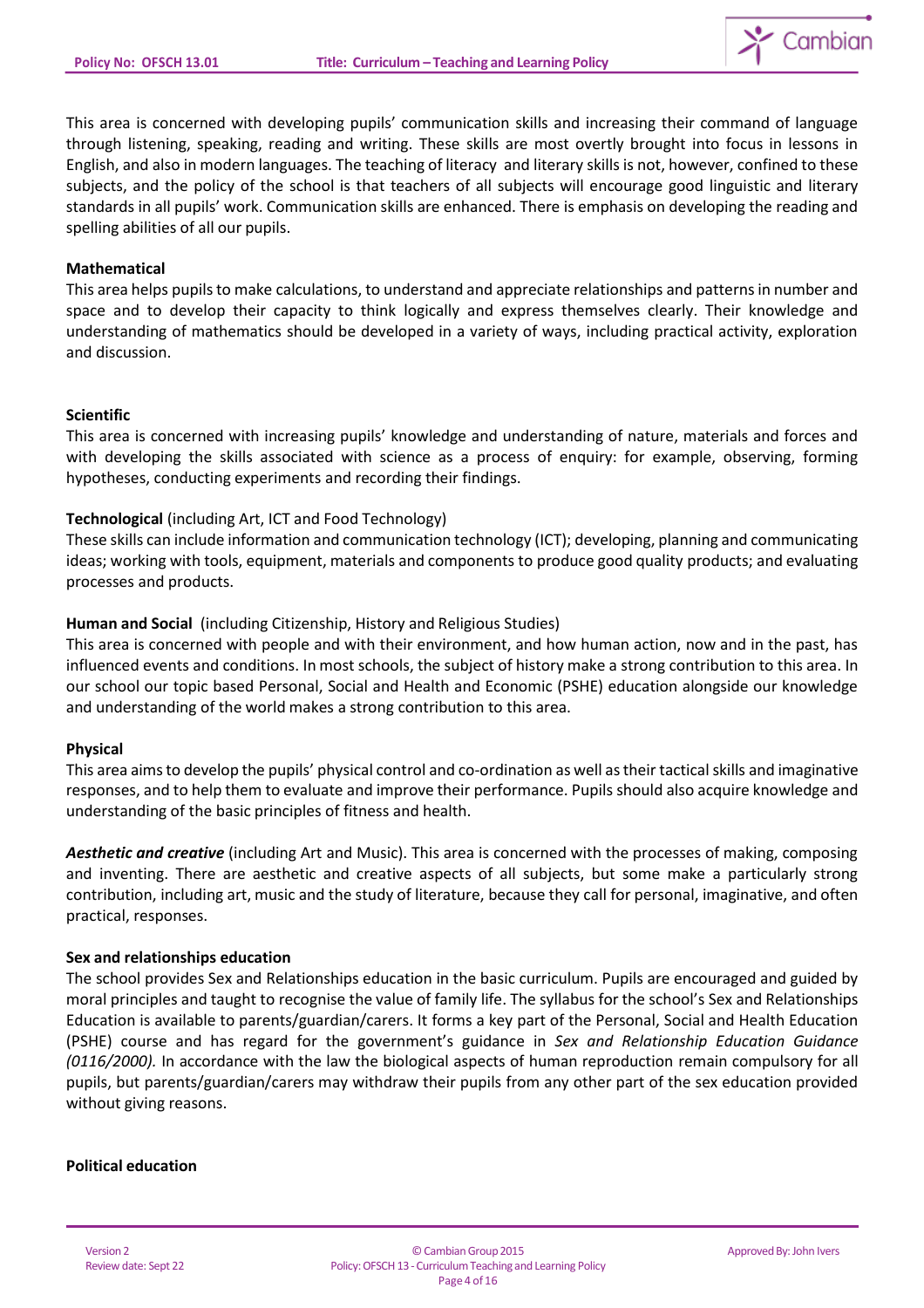This area is concerned with developing pupils' communication skills and increasing their command of language through listening, speaking, reading and writing. These skills are most overtly brought into focus in lessons in English, and also in modern languages. The teaching of literacy and literary skills is not, however, confined to these subjects, and the policy of the school is that teachers of all subjects will encourage good linguistic and literary standards in all pupils' work. Communication skills are enhanced. There is emphasis on developing the reading and spelling abilities of all our pupils.

**Mathematical**
This area helps pupils to make calculations, to understand and appreciate relationships and patterns in number and space and to develop their capacity to think logically and express themselves clearly. Their knowledge and understanding of mathematics should be developed in a variety of ways, including practical activity, exploration and discussion.

**Scientific**
This area is concerned with increasing pupils' knowledge and understanding of nature, materials and forces and with developing the skills associated with science as a process of enquiry: for example, observing, forming hypotheses, conducting experiments and recording their findings.

**Technological** (including Art, ICT and Food Technology)
These skills can include information and communication technology (ICT); developing, planning and communicating ideas; working with tools, equipment, materials and components to produce good quality products; and evaluating processes and products.

**Human and Social** (including Citizenship, History and Religious Studies)
This area is concerned with people and with their environment, and how human action, now and in the past, has influenced events and conditions. In most schools, the subject of history make a strong contribution to this area. In our school our topic based Personal, Social and Health and Economic (PSHE) education alongside our knowledge and understanding of the world makes a strong contribution to this area.

**Physical**
This area aims to develop the pupils' physical control and co-ordination as well as their tactical skills and imaginative responses, and to help them to evaluate and improve their performance. Pupils should also acquire knowledge and understanding of the basic principles of fitness and health.

***Aesthetic and creative*** (including Art and Music). This area is concerned with the processes of making, composing and inventing. There are aesthetic and creative aspects of all subjects, but some make a particularly strong contribution, including art, music and the study of literature, because they call for personal, imaginative, and often practical, responses.

**Sex and relationships education**
The school provides Sex and Relationships education in the basic curriculum. Pupils are encouraged and guided by moral principles and taught to recognise the value of family life. The syllabus for the school's Sex and Relationships Education is available to parents/guardian/carers. It forms a key part of the Personal, Social and Health Education (PSHE) course and has regard for the government's guidance in *Sex and Relationship Education Guidance (0116/2000).* In accordance with the law the biological aspects of human reproduction remain compulsory for all pupils, but parents/guardian/carers may withdraw their pupils from any other part of the sex education provided without giving reasons.

**Political education**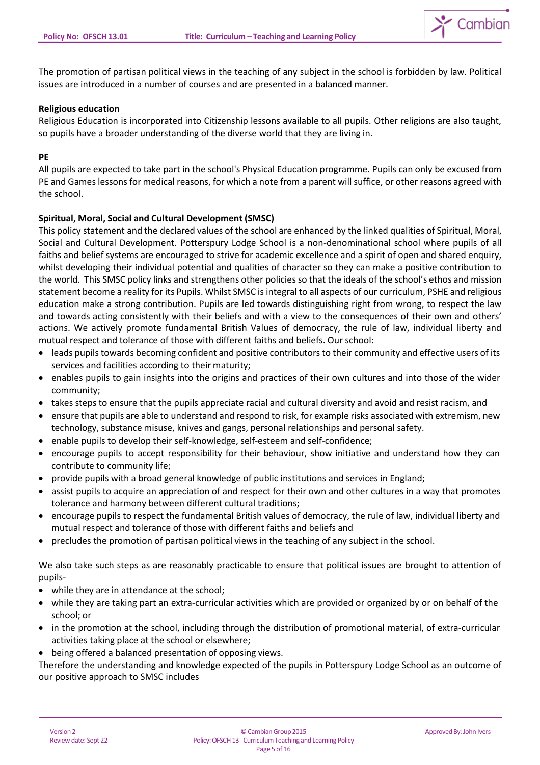The promotion of partisan political views in the teaching of any subject in the school is forbidden by law. Political issues are introduced in a number of courses and are presented in a balanced manner.

**Religious education**
Religious Education is incorporated into Citizenship lessons available to all pupils. Other religions are also taught, so pupils have a broader understanding of the diverse world that they are living in.

**PE**
All pupils are expected to take part in the school's Physical Education programme. Pupils can only be excused from PE and Games lessons for medical reasons, for which a note from a parent will suffice, or other reasons agreed with the school.

**Spiritual, Moral, Social and Cultural Development (SMSC)**
This policy statement and the declared values of the school are enhanced by the linked qualities of Spiritual, Moral, Social and Cultural Development. Potterspury Lodge School is a non-denominational school where pupils of all faiths and belief systems are encouraged to strive for academic excellence and a spirit of open and shared enquiry, whilst developing their individual potential and qualities of character so they can make a positive contribution to the world. This SMSC policy links and strengthens other policies so that the ideals of the school's ethos and mission statement become a reality for its Pupils. Whilst SMSC is integral to all aspects of our curriculum, PSHE and religious education make a strong contribution. Pupils are led towards distinguishing right from wrong, to respect the law and towards acting consistently with their beliefs and with a view to the consequences of their own and others' actions. We actively promote fundamental British Values of democracy, the rule of law, individual liberty and mutual respect and tolerance of those with different faiths and beliefs. Our school:

- leads pupils towards becoming confident and positive contributors to their community and effective users of its services and facilities according to their maturity;
- enables pupils to gain insights into the origins and practices of their own cultures and into those of the wider community;
- takes steps to ensure that the pupils appreciate racial and cultural diversity and avoid and resist racism, and
- ensure that pupils are able to understand and respond to risk, for example risks associated with extremism, new technology, substance misuse, knives and gangs, personal relationships and personal safety.
- enable pupils to develop their self-knowledge, self-esteem and self-confidence;
- encourage pupils to accept responsibility for their behaviour, show initiative and understand how they can contribute to community life;
- provide pupils with a broad general knowledge of public institutions and services in England;
- assist pupils to acquire an appreciation of and respect for their own and other cultures in a way that promotes tolerance and harmony between different cultural traditions;
- encourage pupils to respect the fundamental British values of democracy, the rule of law, individual liberty and mutual respect and tolerance of those with different faiths and beliefs and
- precludes the promotion of partisan political views in the teaching of any subject in the school.

We also take such steps as are reasonably practicable to ensure that political issues are brought to attention of pupils-

- while they are in attendance at the school;
- while they are taking part an extra-curricular activities which are provided or organized by or on behalf of the school; or
- in the promotion at the school, including through the distribution of promotional material, of extra-curricular activities taking place at the school or elsewhere;
- being offered a balanced presentation of opposing views.

Therefore the understanding and knowledge expected of the pupils in Potterspury Lodge School as an outcome of our positive approach to SMSC includes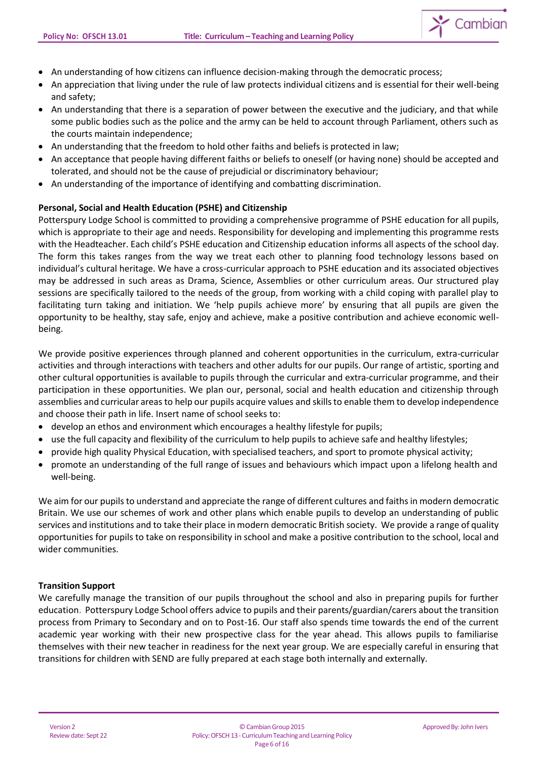- An understanding of how citizens can influence decision-making through the democratic process;
- An appreciation that living under the rule of law protects individual citizens and is essential for their well-being and safety;
- An understanding that there is a separation of power between the executive and the judiciary, and that while some public bodies such as the police and the army can be held to account through Parliament, others such as the courts maintain independence;
- An understanding that the freedom to hold other faiths and beliefs is protected in law;
- An acceptance that people having different faiths or beliefs to oneself (or having none) should be accepted and tolerated, and should not be the cause of prejudicial or discriminatory behaviour;
- An understanding of the importance of identifying and combatting discrimination.

**Personal, Social and Health Education (PSHE) and Citizenship**

Potterspury Lodge School is committed to providing a comprehensive programme of PSHE education for all pupils, which is appropriate to their age and needs. Responsibility for developing and implementing this programme rests with the Headteacher. Each child's PSHE education and Citizenship education informs all aspects of the school day. The form this takes ranges from the way we treat each other to planning food technology lessons based on individual's cultural heritage. We have a cross-curricular approach to PSHE education and its associated objectives may be addressed in such areas as Drama, Science, Assemblies or other curriculum areas. Our structured play sessions are specifically tailored to the needs of the group, from working with a child coping with parallel play to facilitating turn taking and initiation. We 'help pupils achieve more' by ensuring that all pupils are given the opportunity to be healthy, stay safe, enjoy and achieve, make a positive contribution and achieve economic well-being.

We provide positive experiences through planned and coherent opportunities in the curriculum, extra-curricular activities and through interactions with teachers and other adults for our pupils. Our range of artistic, sporting and other cultural opportunities is available to pupils through the curricular and extra-curricular programme, and their participation in these opportunities. We plan our, personal, social and health education and citizenship through assemblies and curricular areas to help our pupils acquire values and skills to enable them to develop independence and choose their path in life. Insert name of school seeks to:

- develop an ethos and environment which encourages a healthy lifestyle for pupils;
- use the full capacity and flexibility of the curriculum to help pupils to achieve safe and healthy lifestyles;
- provide high quality Physical Education, with specialised teachers, and sport to promote physical activity;
- promote an understanding of the full range of issues and behaviours which impact upon a lifelong health and well-being.

We aim for our pupils to understand and appreciate the range of different cultures and faiths in modern democratic Britain. We use our schemes of work and other plans which enable pupils to develop an understanding of public services and institutions and to take their place in modern democratic British society. We provide a range of quality opportunities for pupils to take on responsibility in school and make a positive contribution to the school, local and wider communities.

**Transition Support**

We carefully manage the transition of our pupils throughout the school and also in preparing pupils for further education. Potterspury Lodge School offers advice to pupils and their parents/guardian/carers about the transition process from Primary to Secondary and on to Post-16. Our staff also spends time towards the end of the current academic year working with their new prospective class for the year ahead. This allows pupils to familiarise themselves with their new teacher in readiness for the next year group. We are especially careful in ensuring that transitions for children with SEND are fully prepared at each stage both internally and externally.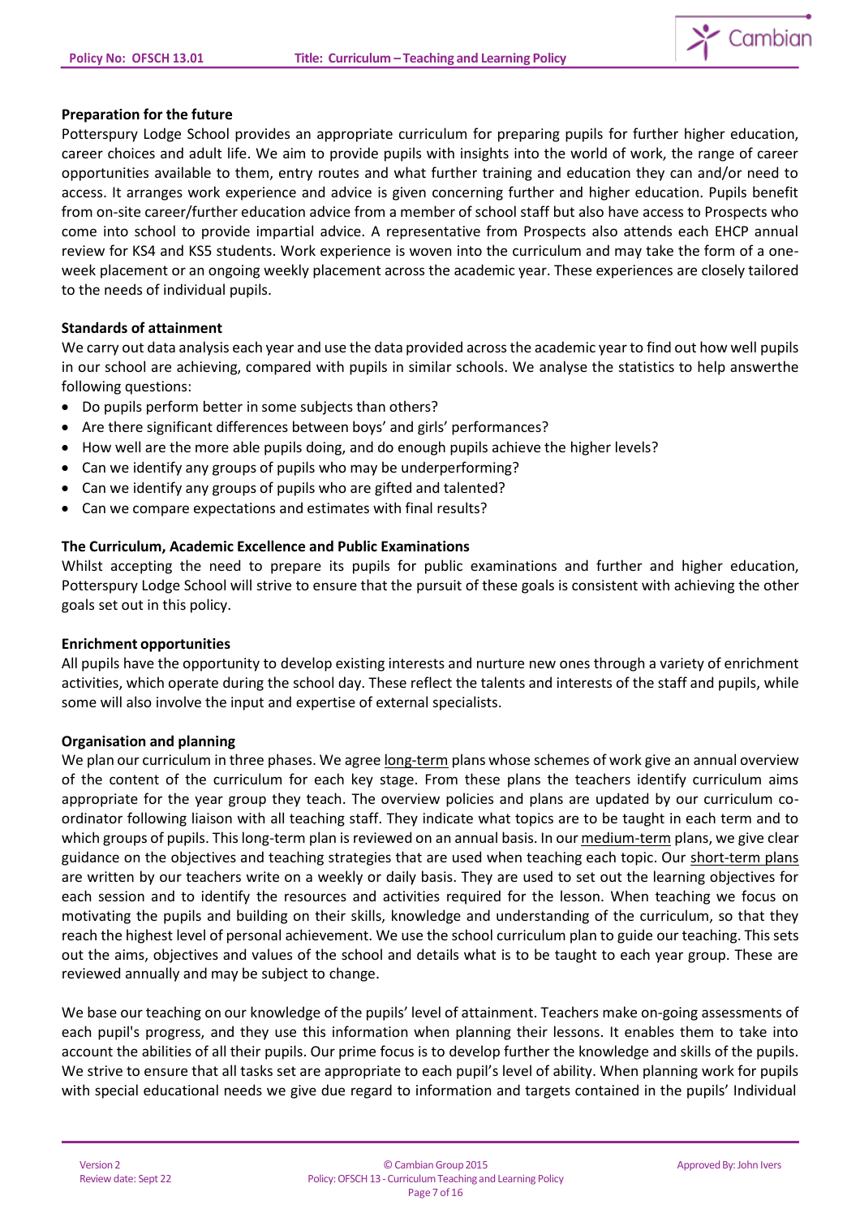**Preparation for the future**

Potterspury Lodge School provides an appropriate curriculum for preparing pupils for further higher education, career choices and adult life. We aim to provide pupils with insights into the world of work, the range of career opportunities available to them, entry routes and what further training and education they can and/or need to access. It arranges work experience and advice is given concerning further and higher education. Pupils benefit from on-site career/further education advice from a member of school staff but also have access to Prospects who come into school to provide impartial advice. A representative from Prospects also attends each EHCP annual review for KS4 and KS5 students. Work experience is woven into the curriculum and may take the form of a one-week placement or an ongoing weekly placement across the academic year. These experiences are closely tailored to the needs of individual pupils.

**Standards of attainment**

We carry out data analysis each year and use the data provided across the academic year to find out how well pupils in our school are achieving, compared with pupils in similar schools. We analyse the statistics to help answerthe following questions:

- Do pupils perform better in some subjects than others?
- Are there significant differences between boys' and girls' performances?
- How well are the more able pupils doing, and do enough pupils achieve the higher levels?
- Can we identify any groups of pupils who may be underperforming?
- Can we identify any groups of pupils who are gifted and talented?
- Can we compare expectations and estimates with final results?

**The Curriculum, Academic Excellence and Public Examinations**

Whilst accepting the need to prepare its pupils for public examinations and further and higher education, Potterspury Lodge School will strive to ensure that the pursuit of these goals is consistent with achieving the other goals set out in this policy.

**Enrichment opportunities**

All pupils have the opportunity to develop existing interests and nurture new ones through a variety of enrichment activities, which operate during the school day. These reflect the talents and interests of the staff and pupils, while some will also involve the input and expertise of external specialists.

**Organisation and planning**

We plan our curriculum in three phases. We agree long-term plans whose schemes of work give an annual overview of the content of the curriculum for each key stage. From these plans the teachers identify curriculum aims appropriate for the year group they teach. The overview policies and plans are updated by our curriculum co-ordinator following liaison with all teaching staff. They indicate what topics are to be taught in each term and to which groups of pupils. This long-term plan is reviewed on an annual basis. In our medium-term plans, we give clear guidance on the objectives and teaching strategies that are used when teaching each topic. Our short-term plans are written by our teachers write on a weekly or daily basis. They are used to set out the learning objectives for each session and to identify the resources and activities required for the lesson. When teaching we focus on motivating the pupils and building on their skills, knowledge and understanding of the curriculum, so that they reach the highest level of personal achievement. We use the school curriculum plan to guide our teaching. This sets out the aims, objectives and values of the school and details what is to be taught to each year group. These are reviewed annually and may be subject to change.

We base our teaching on our knowledge of the pupils' level of attainment. Teachers make on-going assessments of each pupil's progress, and they use this information when planning their lessons. It enables them to take into account the abilities of all their pupils. Our prime focus is to develop further the knowledge and skills of the pupils. We strive to ensure that all tasks set are appropriate to each pupil's level of ability. When planning work for pupils with special educational needs we give due regard to information and targets contained in the pupils' Individual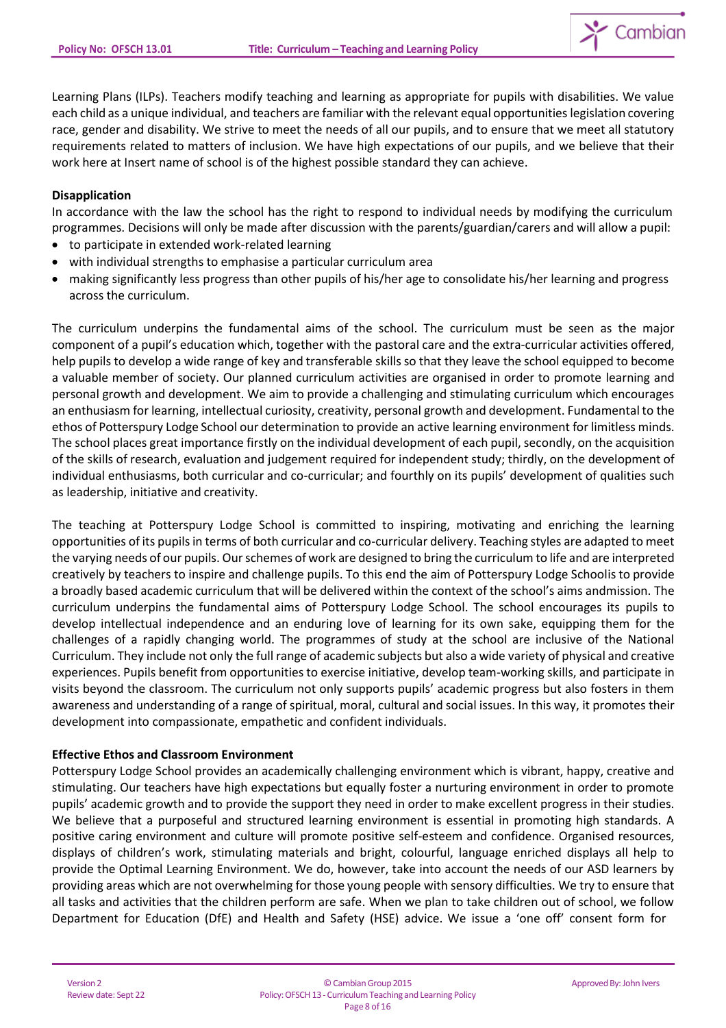Learning Plans (ILPs). Teachers modify teaching and learning as appropriate for pupils with disabilities. We value each child as a unique individual, and teachers are familiar with the relevant equal opportunities legislation covering race, gender and disability. We strive to meet the needs of all our pupils, and to ensure that we meet all statutory requirements related to matters of inclusion. We have high expectations of our pupils, and we believe that their work here at Insert name of school is of the highest possible standard they can achieve.

**Disapplication**

In accordance with the law the school has the right to respond to individual needs by modifying the curriculum programmes. Decisions will only be made after discussion with the parents/guardian/carers and will allow a pupil:

- to participate in extended work-related learning
- with individual strengths to emphasise a particular curriculum area
- making significantly less progress than other pupils of his/her age to consolidate his/her learning and progress across the curriculum.

The curriculum underpins the fundamental aims of the school. The curriculum must be seen as the major component of a pupil's education which, together with the pastoral care and the extra-curricular activities offered, help pupils to develop a wide range of key and transferable skills so that they leave the school equipped to become a valuable member of society. Our planned curriculum activities are organised in order to promote learning and personal growth and development. We aim to provide a challenging and stimulating curriculum which encourages an enthusiasm for learning, intellectual curiosity, creativity, personal growth and development. Fundamental to the ethos of Potterspury Lodge School our determination to provide an active learning environment for limitless minds. The school places great importance firstly on the individual development of each pupil, secondly, on the acquisition of the skills of research, evaluation and judgement required for independent study; thirdly, on the development of individual enthusiasms, both curricular and co-curricular; and fourthly on its pupils' development of qualities such as leadership, initiative and creativity.

The teaching at Potterspury Lodge School is committed to inspiring, motivating and enriching the learning opportunities of its pupils in terms of both curricular and co-curricular delivery. Teaching styles are adapted to meet the varying needs of our pupils. Our schemes of work are designed to bring the curriculum to life and are interpreted creatively by teachers to inspire and challenge pupils. To this end the aim of Potterspury Lodge Schoolis to provide a broadly based academic curriculum that will be delivered within the context of the school's aims andmission. The curriculum underpins the fundamental aims of Potterspury Lodge School. The school encourages its pupils to develop intellectual independence and an enduring love of learning for its own sake, equipping them for the challenges of a rapidly changing world. The programmes of study at the school are inclusive of the National Curriculum. They include not only the full range of academic subjects but also a wide variety of physical and creative experiences. Pupils benefit from opportunities to exercise initiative, develop team-working skills, and participate in visits beyond the classroom. The curriculum not only supports pupils' academic progress but also fosters in them awareness and understanding of a range of spiritual, moral, cultural and social issues. In this way, it promotes their development into compassionate, empathetic and confident individuals.

**Effective Ethos and Classroom Environment**

Potterspury Lodge School provides an academically challenging environment which is vibrant, happy, creative and stimulating. Our teachers have high expectations but equally foster a nurturing environment in order to promote pupils' academic growth and to provide the support they need in order to make excellent progress in their studies. We believe that a purposeful and structured learning environment is essential in promoting high standards. A positive caring environment and culture will promote positive self-esteem and confidence. Organised resources, displays of children's work, stimulating materials and bright, colourful, language enriched displays all help to provide the Optimal Learning Environment. We do, however, take into account the needs of our ASD learners by providing areas which are not overwhelming for those young people with sensory difficulties. We try to ensure that all tasks and activities that the children perform are safe. When we plan to take children out of school, we follow Department for Education (DfE) and Health and Safety (HSE) advice. We issue a 'one off' consent form for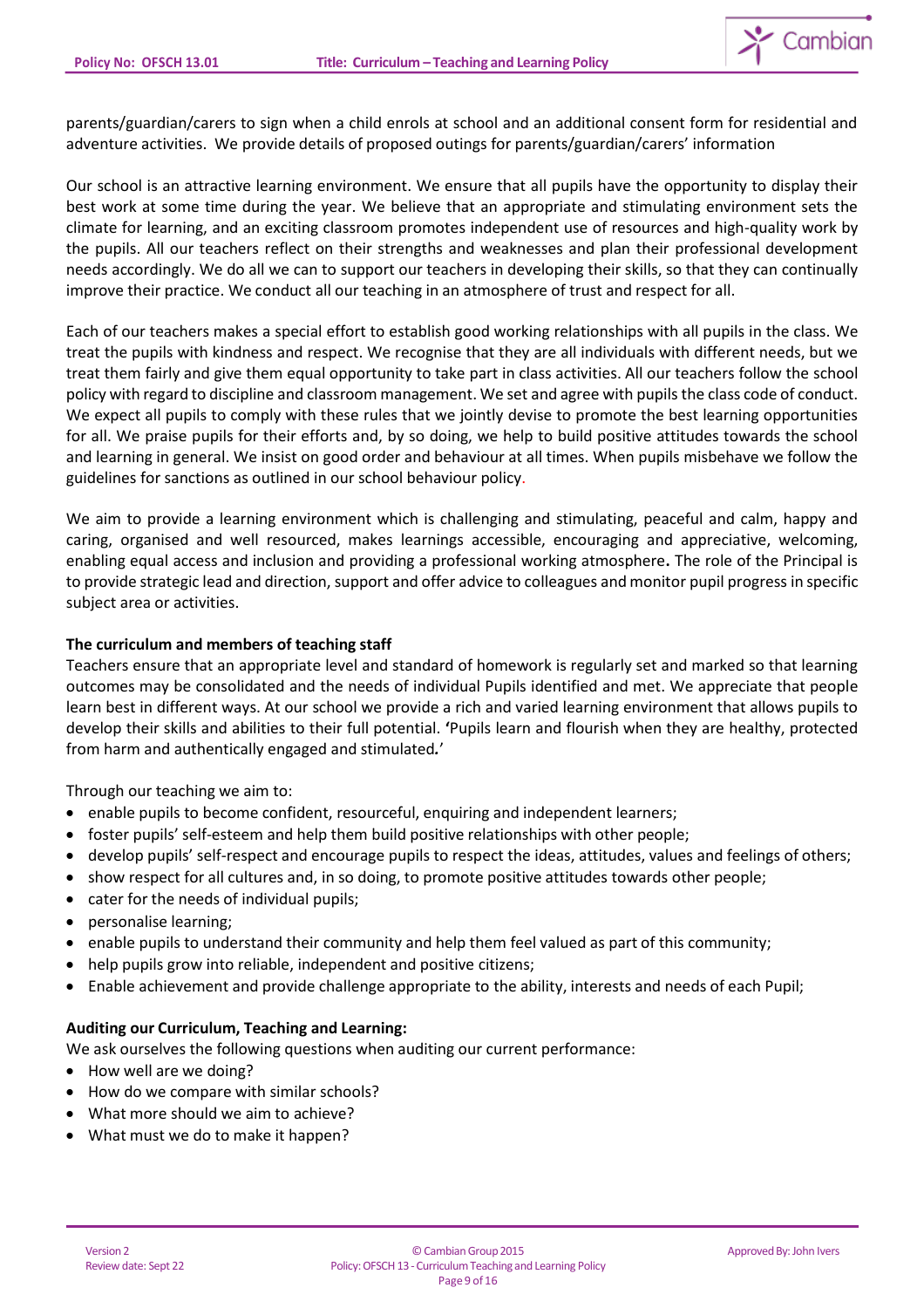parents/guardian/carers to sign when a child enrols at school and an additional consent form for residential and adventure activities. We provide details of proposed outings for parents/guardian/carers' information

Our school is an attractive learning environment. We ensure that all pupils have the opportunity to display their best work at some time during the year. We believe that an appropriate and stimulating environment sets the climate for learning, and an exciting classroom promotes independent use of resources and high-quality work by the pupils. All our teachers reflect on their strengths and weaknesses and plan their professional development needs accordingly. We do all we can to support our teachers in developing their skills, so that they can continually improve their practice. We conduct all our teaching in an atmosphere of trust and respect for all.

Each of our teachers makes a special effort to establish good working relationships with all pupils in the class. We treat the pupils with kindness and respect. We recognise that they are all individuals with different needs, but we treat them fairly and give them equal opportunity to take part in class activities. All our teachers follow the school policy with regard to discipline and classroom management. We set and agree with pupils the class code of conduct. We expect all pupils to comply with these rules that we jointly devise to promote the best learning opportunities for all. We praise pupils for their efforts and, by so doing, we help to build positive attitudes towards the school and learning in general. We insist on good order and behaviour at all times. When pupils misbehave we follow the guidelines for sanctions as outlined in our school behaviour policy.

We aim to provide a learning environment which is challenging and stimulating, peaceful and calm, happy and caring, organised and well resourced, makes learnings accessible, encouraging and appreciative, welcoming, enabling equal access and inclusion and providing a professional working atmosphere**.** The role of the Principal is to provide strategic lead and direction, support and offer advice to colleagues and monitor pupil progress in specific subject area or activities.

**The curriculum and members of teaching staff**

Teachers ensure that an appropriate level and standard of homework is regularly set and marked so that learning outcomes may be consolidated and the needs of individual Pupils identified and met. We appreciate that people learn best in different ways. At our school we provide a rich and varied learning environment that allows pupils to develop their skills and abilities to their full potential. **'**Pupils learn and flourish when they are healthy, protected from harm and authentically engaged and stimulated*.*'

Through our teaching we aim to:

- enable pupils to become confident, resourceful, enquiring and independent learners;
- foster pupils' self-esteem and help them build positive relationships with other people;
- develop pupils' self-respect and encourage pupils to respect the ideas, attitudes, values and feelings of others;
- show respect for all cultures and, in so doing, to promote positive attitudes towards other people;
- cater for the needs of individual pupils;
- personalise learning;
- enable pupils to understand their community and help them feel valued as part of this community;
- help pupils grow into reliable, independent and positive citizens;
- Enable achievement and provide challenge appropriate to the ability, interests and needs of each Pupil;

**Auditing our Curriculum, Teaching and Learning:**

We ask ourselves the following questions when auditing our current performance:

- How well are we doing?
- How do we compare with similar schools?
- What more should we aim to achieve?
- What must we do to make it happen?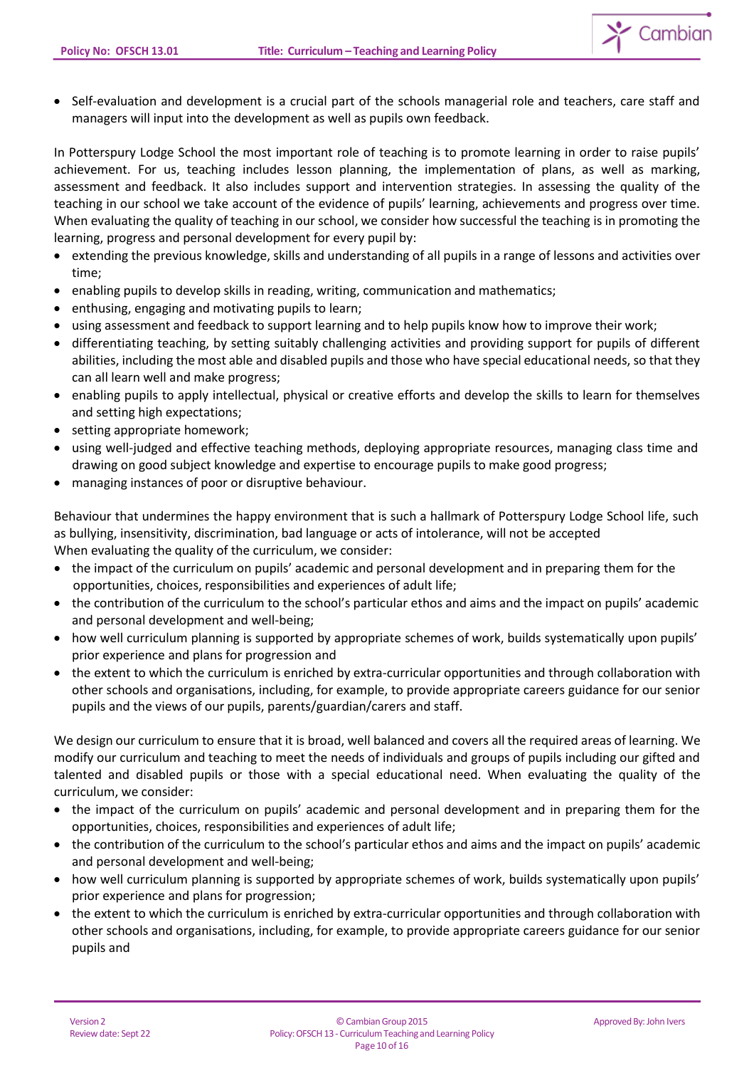- Self-evaluation and development is a crucial part of the schools managerial role and teachers, care staff and managers will input into the development as well as pupils own feedback.

In Potterspury Lodge School the most important role of teaching is to promote learning in order to raise pupils' achievement. For us, teaching includes lesson planning, the implementation of plans, as well as marking, assessment and feedback. It also includes support and intervention strategies. In assessing the quality of the teaching in our school we take account of the evidence of pupils' learning, achievements and progress over time. When evaluating the quality of teaching in our school, we consider how successful the teaching is in promoting the learning, progress and personal development for every pupil by:

- extending the previous knowledge, skills and understanding of all pupils in a range of lessons and activities over time;
- enabling pupils to develop skills in reading, writing, communication and mathematics;
- enthusing, engaging and motivating pupils to learn;
- using assessment and feedback to support learning and to help pupils know how to improve their work;
- differentiating teaching, by setting suitably challenging activities and providing support for pupils of different abilities, including the most able and disabled pupils and those who have special educational needs, so that they can all learn well and make progress;
- enabling pupils to apply intellectual, physical or creative efforts and develop the skills to learn for themselves and setting high expectations;
- setting appropriate homework;
- using well-judged and effective teaching methods, deploying appropriate resources, managing class time and drawing on good subject knowledge and expertise to encourage pupils to make good progress;
- managing instances of poor or disruptive behaviour.

Behaviour that undermines the happy environment that is such a hallmark of Potterspury Lodge School life, such as bullying, insensitivity, discrimination, bad language or acts of intolerance, will not be accepted
When evaluating the quality of the curriculum, we consider:

- the impact of the curriculum on pupils' academic and personal development and in preparing them for the opportunities, choices, responsibilities and experiences of adult life;
- the contribution of the curriculum to the school's particular ethos and aims and the impact on pupils' academic and personal development and well-being;
- how well curriculum planning is supported by appropriate schemes of work, builds systematically upon pupils' prior experience and plans for progression and
- the extent to which the curriculum is enriched by extra-curricular opportunities and through collaboration with other schools and organisations, including, for example, to provide appropriate careers guidance for our senior pupils and the views of our pupils, parents/guardian/carers and staff.

We design our curriculum to ensure that it is broad, well balanced and covers all the required areas of learning. We modify our curriculum and teaching to meet the needs of individuals and groups of pupils including our gifted and talented and disabled pupils or those with a special educational need. When evaluating the quality of the curriculum, we consider:

- the impact of the curriculum on pupils' academic and personal development and in preparing them for the opportunities, choices, responsibilities and experiences of adult life;
- the contribution of the curriculum to the school's particular ethos and aims and the impact on pupils' academic and personal development and well-being;
- how well curriculum planning is supported by appropriate schemes of work, builds systematically upon pupils' prior experience and plans for progression;
- the extent to which the curriculum is enriched by extra-curricular opportunities and through collaboration with other schools and organisations, including, for example, to provide appropriate careers guidance for our senior pupils and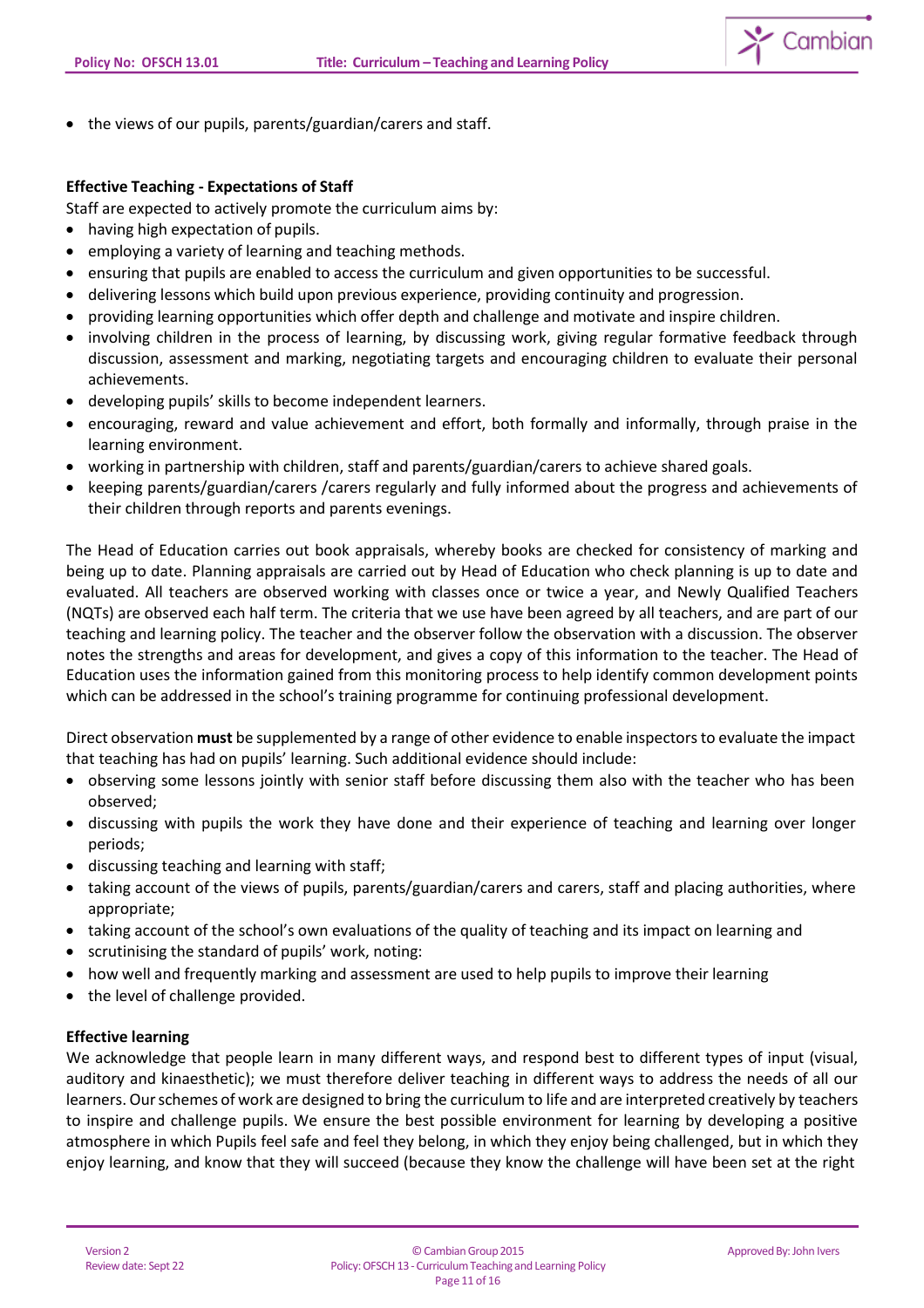- the views of our pupils, parents/guardian/carers and staff.

**Effective Teaching - Expectations of Staff**

Staff are expected to actively promote the curriculum aims by:

- having high expectation of pupils.
- employing a variety of learning and teaching methods.
- ensuring that pupils are enabled to access the curriculum and given opportunities to be successful.
- delivering lessons which build upon previous experience, providing continuity and progression.
- providing learning opportunities which offer depth and challenge and motivate and inspire children.
- involving children in the process of learning, by discussing work, giving regular formative feedback through discussion, assessment and marking, negotiating targets and encouraging children to evaluate their personal achievements.
- developing pupils' skills to become independent learners.
- encouraging, reward and value achievement and effort, both formally and informally, through praise in the learning environment.
- working in partnership with children, staff and parents/guardian/carers to achieve shared goals.
- keeping parents/guardian/carers /carers regularly and fully informed about the progress and achievements of their children through reports and parents evenings.

The Head of Education carries out book appraisals, whereby books are checked for consistency of marking and being up to date. Planning appraisals are carried out by Head of Education who check planning is up to date and evaluated. All teachers are observed working with classes once or twice a year, and Newly Qualified Teachers (NQTs) are observed each half term. The criteria that we use have been agreed by all teachers, and are part of our teaching and learning policy. The teacher and the observer follow the observation with a discussion. The observer notes the strengths and areas for development, and gives a copy of this information to the teacher. The Head of Education uses the information gained from this monitoring process to help identify common development points which can be addressed in the school's training programme for continuing professional development.

Direct observation **must** be supplemented by a range of other evidence to enable inspectors to evaluate the impact that teaching has had on pupils' learning. Such additional evidence should include:

- observing some lessons jointly with senior staff before discussing them also with the teacher who has been observed;
- discussing with pupils the work they have done and their experience of teaching and learning over longer periods;
- discussing teaching and learning with staff;
- taking account of the views of pupils, parents/guardian/carers and carers, staff and placing authorities, where appropriate;
- taking account of the school's own evaluations of the quality of teaching and its impact on learning and
- scrutinising the standard of pupils' work, noting:
- how well and frequently marking and assessment are used to help pupils to improve their learning
- the level of challenge provided.

**Effective learning**

We acknowledge that people learn in many different ways, and respond best to different types of input (visual, auditory and kinaesthetic); we must therefore deliver teaching in different ways to address the needs of all our learners. Our schemes of work are designed to bring the curriculum to life and are interpreted creatively by teachers to inspire and challenge pupils. We ensure the best possible environment for learning by developing a positive atmosphere in which Pupils feel safe and feel they belong, in which they enjoy being challenged, but in which they enjoy learning, and know that they will succeed (because they know the challenge will have been set at the right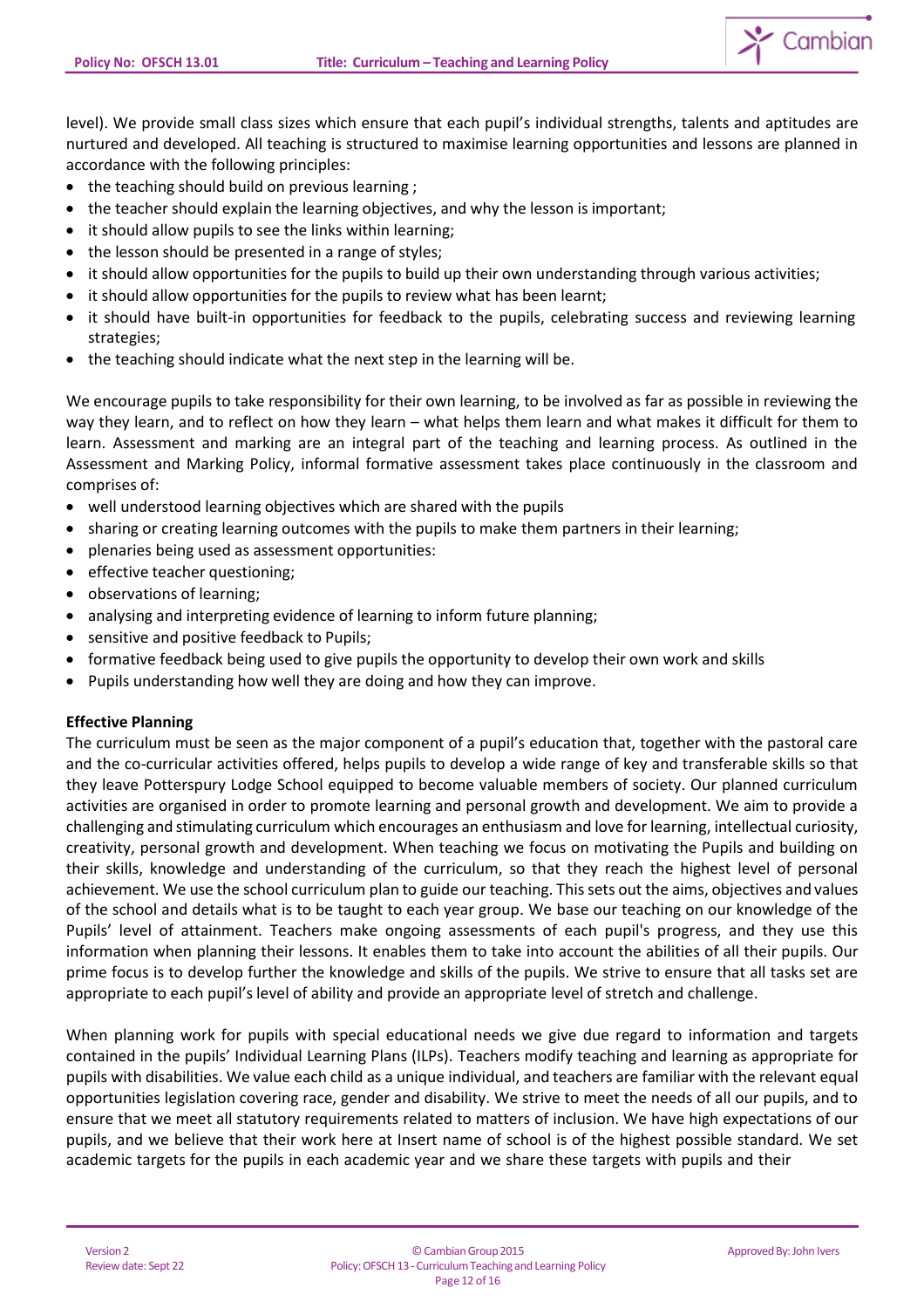level). We provide small class sizes which ensure that each pupil's individual strengths, talents and aptitudes are nurtured and developed. All teaching is structured to maximise learning opportunities and lessons are planned in accordance with the following principles:

- the teaching should build on previous learning ;
- the teacher should explain the learning objectives, and why the lesson is important;
- it should allow pupils to see the links within learning;
- the lesson should be presented in a range of styles;
- it should allow opportunities for the pupils to build up their own understanding through various activities;
- it should allow opportunities for the pupils to review what has been learnt;
- it should have built-in opportunities for feedback to the pupils, celebrating success and reviewing learning strategies;
- the teaching should indicate what the next step in the learning will be.

We encourage pupils to take responsibility for their own learning, to be involved as far as possible in reviewing the way they learn, and to reflect on how they learn – what helps them learn and what makes it difficult for them to learn. Assessment and marking are an integral part of the teaching and learning process. As outlined in the Assessment and Marking Policy, informal formative assessment takes place continuously in the classroom and comprises of:

- well understood learning objectives which are shared with the pupils
- sharing or creating learning outcomes with the pupils to make them partners in their learning;
- plenaries being used as assessment opportunities:
- effective teacher questioning;
- observations of learning;
- analysing and interpreting evidence of learning to inform future planning;
- sensitive and positive feedback to Pupils;
- formative feedback being used to give pupils the opportunity to develop their own work and skills
- Pupils understanding how well they are doing and how they can improve.

**Effective Planning**

The curriculum must be seen as the major component of a pupil's education that, together with the pastoral care and the co-curricular activities offered, helps pupils to develop a wide range of key and transferable skills so that they leave Potterspury Lodge School equipped to become valuable members of society. Our planned curriculum activities are organised in order to promote learning and personal growth and development. We aim to provide a challenging and stimulating curriculum which encourages an enthusiasm and love for learning, intellectual curiosity, creativity, personal growth and development. When teaching we focus on motivating the Pupils and building on their skills, knowledge and understanding of the curriculum, so that they reach the highest level of personal achievement. We use the school curriculum plan to guide our teaching. This sets out the aims, objectives and values of the school and details what is to be taught to each year group. We base our teaching on our knowledge of the Pupils' level of attainment. Teachers make ongoing assessments of each pupil's progress, and they use this information when planning their lessons. It enables them to take into account the abilities of all their pupils. Our prime focus is to develop further the knowledge and skills of the pupils. We strive to ensure that all tasks set are appropriate to each pupil's level of ability and provide an appropriate level of stretch and challenge.

When planning work for pupils with special educational needs we give due regard to information and targets contained in the pupils' Individual Learning Plans (ILPs). Teachers modify teaching and learning as appropriate for pupils with disabilities. We value each child as a unique individual, and teachers are familiar with the relevant equal opportunities legislation covering race, gender and disability. We strive to meet the needs of all our pupils, and to ensure that we meet all statutory requirements related to matters of inclusion. We have high expectations of our pupils, and we believe that their work here at Insert name of school is of the highest possible standard. We set academic targets for the pupils in each academic year and we share these targets with pupils and their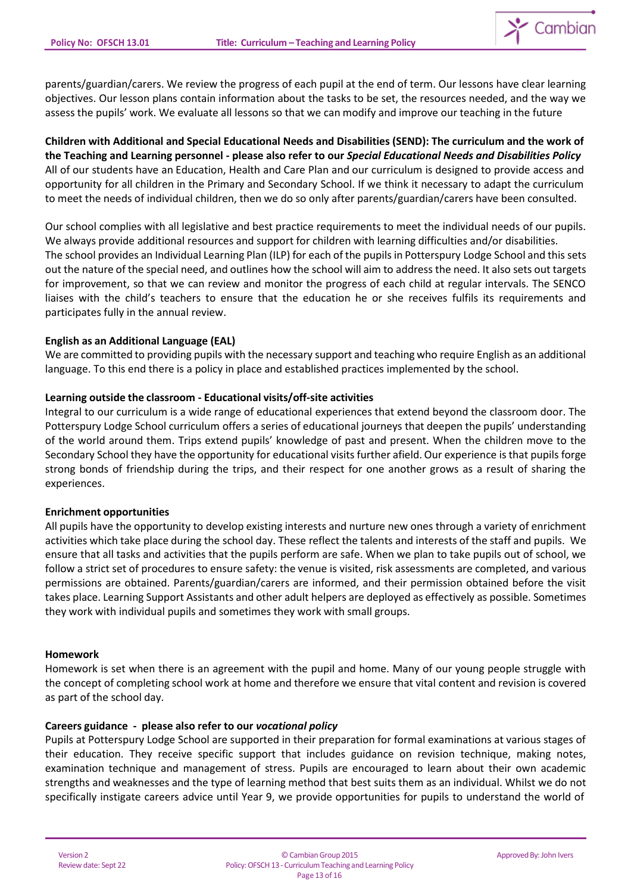parents/guardian/carers. We review the progress of each pupil at the end of term. Our lessons have clear learning objectives. Our lesson plans contain information about the tasks to be set, the resources needed, and the way we assess the pupils' work. We evaluate all lessons so that we can modify and improve our teaching in the future

**Children with Additional and Special Educational Needs and Disabilities (SEND): The curriculum and the work of the Teaching and Learning personnel - please also refer to our *Special Educational Needs and Disabilities Policy***
All of our students have an Education, Health and Care Plan and our curriculum is designed to provide access and opportunity for all children in the Primary and Secondary School. If we think it necessary to adapt the curriculum to meet the needs of individual children, then we do so only after parents/guardian/carers have been consulted.

Our school complies with all legislative and best practice requirements to meet the individual needs of our pupils. We always provide additional resources and support for children with learning difficulties and/or disabilities.
The school provides an Individual Learning Plan (ILP) for each of the pupils in Potterspury Lodge School and this sets out the nature of the special need, and outlines how the school will aim to address the need. It also sets out targets for improvement, so that we can review and monitor the progress of each child at regular intervals. The SENCO liaises with the child's teachers to ensure that the education he or she receives fulfils its requirements and participates fully in the annual review.

**English as an Additional Language (EAL)**
We are committed to providing pupils with the necessary support and teaching who require English as an additional language. To this end there is a policy in place and established practices implemented by the school.

**Learning outside the classroom - Educational visits/off-site activities**
Integral to our curriculum is a wide range of educational experiences that extend beyond the classroom door. The Potterspury Lodge School curriculum offers a series of educational journeys that deepen the pupils' understanding of the world around them. Trips extend pupils' knowledge of past and present. When the children move to the Secondary School they have the opportunity for educational visits further afield. Our experience is that pupils forge strong bonds of friendship during the trips, and their respect for one another grows as a result of sharing the experiences.

**Enrichment opportunities**
All pupils have the opportunity to develop existing interests and nurture new ones through a variety of enrichment activities which take place during the school day. These reflect the talents and interests of the staff and pupils. We ensure that all tasks and activities that the pupils perform are safe. When we plan to take pupils out of school, we follow a strict set of procedures to ensure safety: the venue is visited, risk assessments are completed, and various permissions are obtained. Parents/guardian/carers are informed, and their permission obtained before the visit takes place. Learning Support Assistants and other adult helpers are deployed as effectively as possible. Sometimes they work with individual pupils and sometimes they work with small groups.

**Homework**
Homework is set when there is an agreement with the pupil and home. Many of our young people struggle with the concept of completing school work at home and therefore we ensure that vital content and revision is covered as part of the school day.

**Careers guidance - please also refer to our *vocational policy***
Pupils at Potterspury Lodge School are supported in their preparation for formal examinations at various stages of their education. They receive specific support that includes guidance on revision technique, making notes, examination technique and management of stress. Pupils are encouraged to learn about their own academic strengths and weaknesses and the type of learning method that best suits them as an individual. Whilst we do not specifically instigate careers advice until Year 9, we provide opportunities for pupils to understand the world of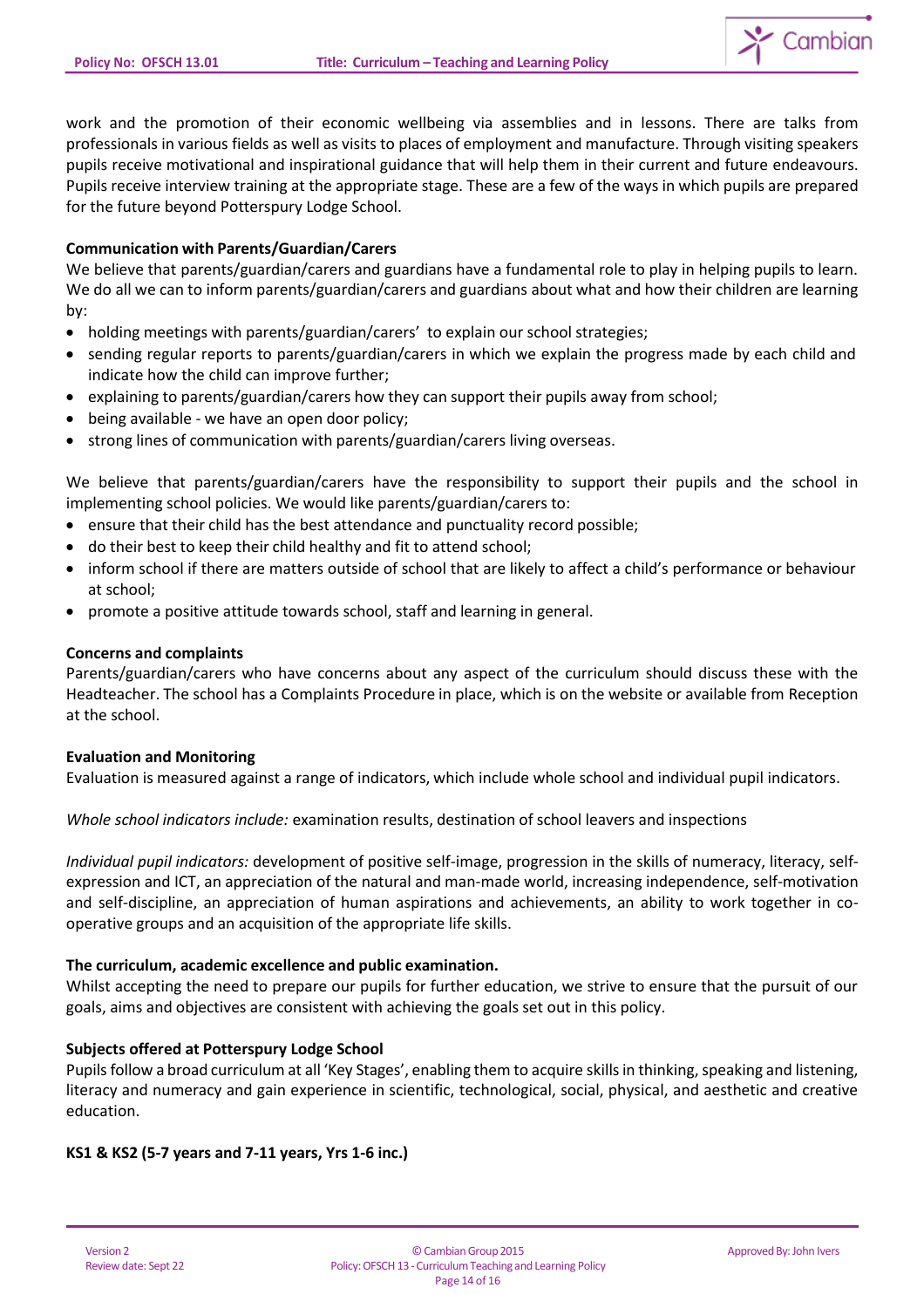work and the promotion of their economic wellbeing via assemblies and in lessons. There are talks from professionals in various fields as well as visits to places of employment and manufacture. Through visiting speakers pupils receive motivational and inspirational guidance that will help them in their current and future endeavours. Pupils receive interview training at the appropriate stage. These are a few of the ways in which pupils are prepared for the future beyond Potterspury Lodge School.

**Communication with Parents/Guardian/Carers**

We believe that parents/guardian/carers and guardians have a fundamental role to play in helping pupils to learn. We do all we can to inform parents/guardian/carers and guardians about what and how their children are learning by:

- holding meetings with parents/guardian/carers' to explain our school strategies;
- sending regular reports to parents/guardian/carers in which we explain the progress made by each child and indicate how the child can improve further;
- explaining to parents/guardian/carers how they can support their pupils away from school;
- being available - we have an open door policy;
- strong lines of communication with parents/guardian/carers living overseas.

We believe that parents/guardian/carers have the responsibility to support their pupils and the school in implementing school policies. We would like parents/guardian/carers to:

- ensure that their child has the best attendance and punctuality record possible;
- do their best to keep their child healthy and fit to attend school;
- inform school if there are matters outside of school that are likely to affect a child's performance or behaviour at school;
- promote a positive attitude towards school, staff and learning in general.

**Concerns and complaints**

Parents/guardian/carers who have concerns about any aspect of the curriculum should discuss these with the Headteacher. The school has a Complaints Procedure in place, which is on the website or available from Reception at the school.

**Evaluation and Monitoring**

Evaluation is measured against a range of indicators, which include whole school and individual pupil indicators.

*Whole school indicators include:* examination results, destination of school leavers and inspections

*Individual pupil indicators:* development of positive self-image, progression in the skills of numeracy, literacy, self-expression and ICT, an appreciation of the natural and man-made world, increasing independence, self-motivation and self-discipline, an appreciation of human aspirations and achievements, an ability to work together in co-operative groups and an acquisition of the appropriate life skills.

**The curriculum, academic excellence and public examination.**

Whilst accepting the need to prepare our pupils for further education, we strive to ensure that the pursuit of our goals, aims and objectives are consistent with achieving the goals set out in this policy.

**Subjects offered at Potterspury Lodge School**

Pupils follow a broad curriculum at all 'Key Stages', enabling them to acquire skills in thinking, speaking and listening, literacy and numeracy and gain experience in scientific, technological, social, physical, and aesthetic and creative education.

**KS1 & KS2 (5-7 years and 7-11 years, Yrs 1-6 inc.)**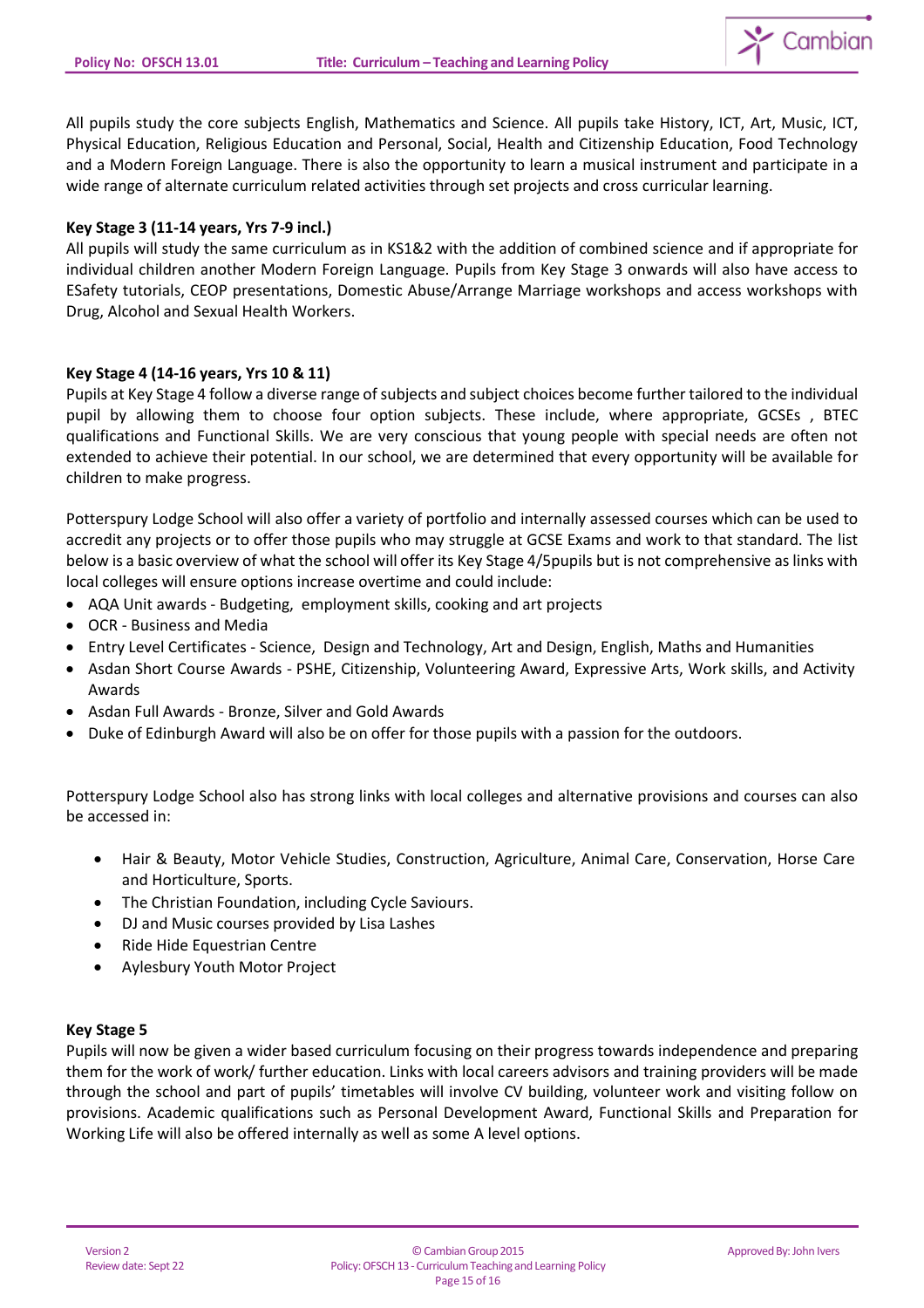All pupils study the core subjects English, Mathematics and Science. All pupils take History, ICT, Art, Music, ICT, Physical Education, Religious Education and Personal, Social, Health and Citizenship Education, Food Technology and a Modern Foreign Language. There is also the opportunity to learn a musical instrument and participate in a wide range of alternate curriculum related activities through set projects and cross curricular learning.

**Key Stage 3 (11-14 years, Yrs 7-9 incl.)**

All pupils will study the same curriculum as in KS1&2 with the addition of combined science and if appropriate for individual children another Modern Foreign Language. Pupils from Key Stage 3 onwards will also have access to ESafety tutorials, CEOP presentations, Domestic Abuse/Arrange Marriage workshops and access workshops with Drug, Alcohol and Sexual Health Workers.

**Key Stage 4 (14-16 years, Yrs 10 & 11)**

Pupils at Key Stage 4 follow a diverse range of subjects and subject choices become further tailored to the individual pupil by allowing them to choose four option subjects. These include, where appropriate, GCSEs , BTEC qualifications and Functional Skills. We are very conscious that young people with special needs are often not extended to achieve their potential. In our school, we are determined that every opportunity will be available for children to make progress.

Potterspury Lodge School will also offer a variety of portfolio and internally assessed courses which can be used to accredit any projects or to offer those pupils who may struggle at GCSE Exams and work to that standard. The list below is a basic overview of what the school will offer its Key Stage 4/5pupils but is not comprehensive as links with local colleges will ensure options increase overtime and could include:

- AQA Unit awards - Budgeting, employment skills, cooking and art projects
- OCR - Business and Media
- Entry Level Certificates - Science, Design and Technology, Art and Design, English, Maths and Humanities
- Asdan Short Course Awards - PSHE, Citizenship, Volunteering Award, Expressive Arts, Work skills, and Activity Awards
- Asdan Full Awards - Bronze, Silver and Gold Awards
- Duke of Edinburgh Award will also be on offer for those pupils with a passion for the outdoors.

Potterspury Lodge School also has strong links with local colleges and alternative provisions and courses can also be accessed in:

- Hair & Beauty, Motor Vehicle Studies, Construction, Agriculture, Animal Care, Conservation, Horse Care and Horticulture, Sports.
- The Christian Foundation, including Cycle Saviours.
- DJ and Music courses provided by Lisa Lashes
- Ride Hide Equestrian Centre
- Aylesbury Youth Motor Project

**Key Stage 5**

Pupils will now be given a wider based curriculum focusing on their progress towards independence and preparing them for the work of work/ further education. Links with local careers advisors and training providers will be made through the school and part of pupils' timetables will involve CV building, volunteer work and visiting follow on provisions. Academic qualifications such as Personal Development Award, Functional Skills and Preparation for Working Life will also be offered internally as well as some A level options.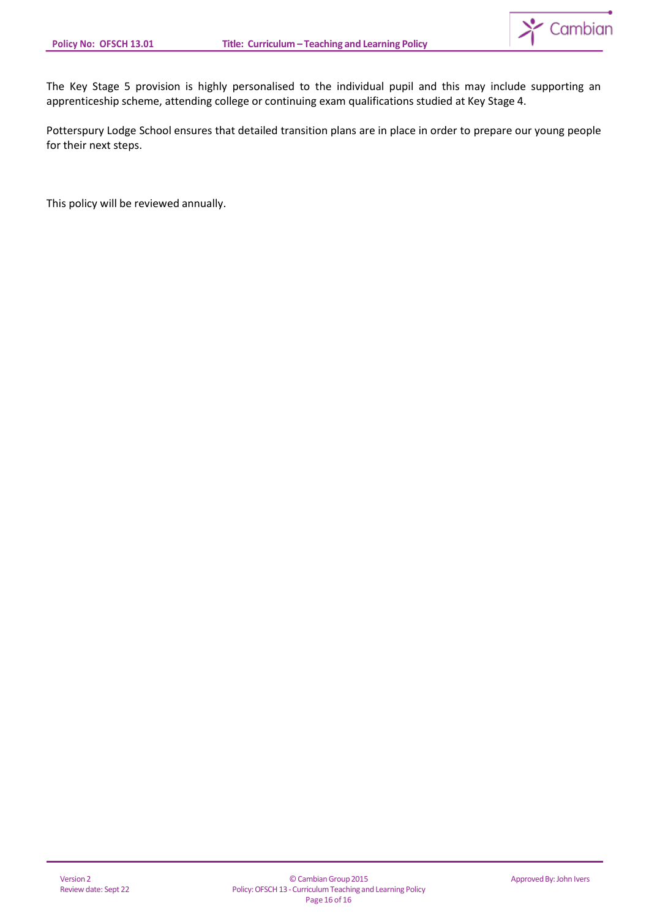The Key Stage 5 provision is highly personalised to the individual pupil and this may include supporting an apprenticeship scheme, attending college or continuing exam qualifications studied at Key Stage 4.

Potterspury Lodge School ensures that detailed transition plans are in place in order to prepare our young people for their next steps.

This policy will be reviewed annually.